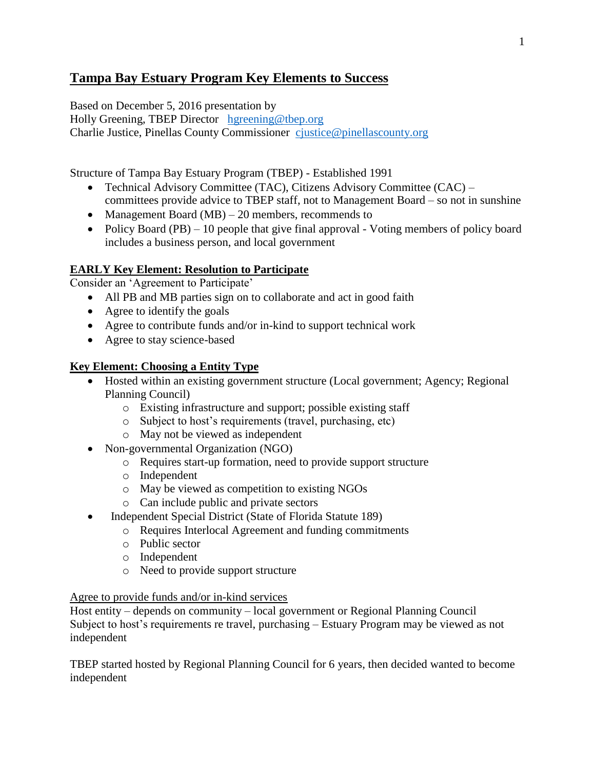# Tampa Bay Estuary Program Key Elements to Success

Based on December 5, 2016 presentation by
Holly Greening, TBEP Director   hgreening@tbep.org
Charlie Justice, Pinellas County Commissioner  cjustice@pinellascounty.org

Structure of Tampa Bay Estuary Program (TBEP) - Established 1991

- Technical Advisory Committee (TAC), Citizens Advisory Committee (CAC) – committees provide advice to TBEP staff, not to Management Board – so not in sunshine
- Management Board (MB) – 20 members, recommends to
- Policy Board (PB) – 10 people that give final approval - Voting members of policy board includes a business person, and local government

## EARLY Key Element: Resolution to Participate

Consider an 'Agreement to Participate'

- All PB and MB parties sign on to collaborate and act in good faith
- Agree to identify the goals
- Agree to contribute funds and/or in-kind to support technical work
- Agree to stay science-based

## Key Element: Choosing a Entity Type

- Hosted within an existing government structure (Local government; Agency; Regional Planning Council)
  - Existing infrastructure and support; possible existing staff
  - Subject to host's requirements (travel, purchasing, etc)
  - May not be viewed as independent
- Non-governmental Organization (NGO)
  - Requires start-up formation, need to provide support structure
  - Independent
  - May be viewed as competition to existing NGOs
  - Can include public and private sectors
- Independent Special District (State of Florida Statute 189)
  - Requires Interlocal Agreement and funding commitments
  - Public sector
  - Independent
  - Need to provide support structure

<u>Agree to provide funds and/or in-kind services</u>

Host entity – depends on community – local government or Regional Planning Council
Subject to host's requirements re travel, purchasing – Estuary Program may be viewed as not independent

TBEP started hosted by Regional Planning Council for 6 years, then decided wanted to become independent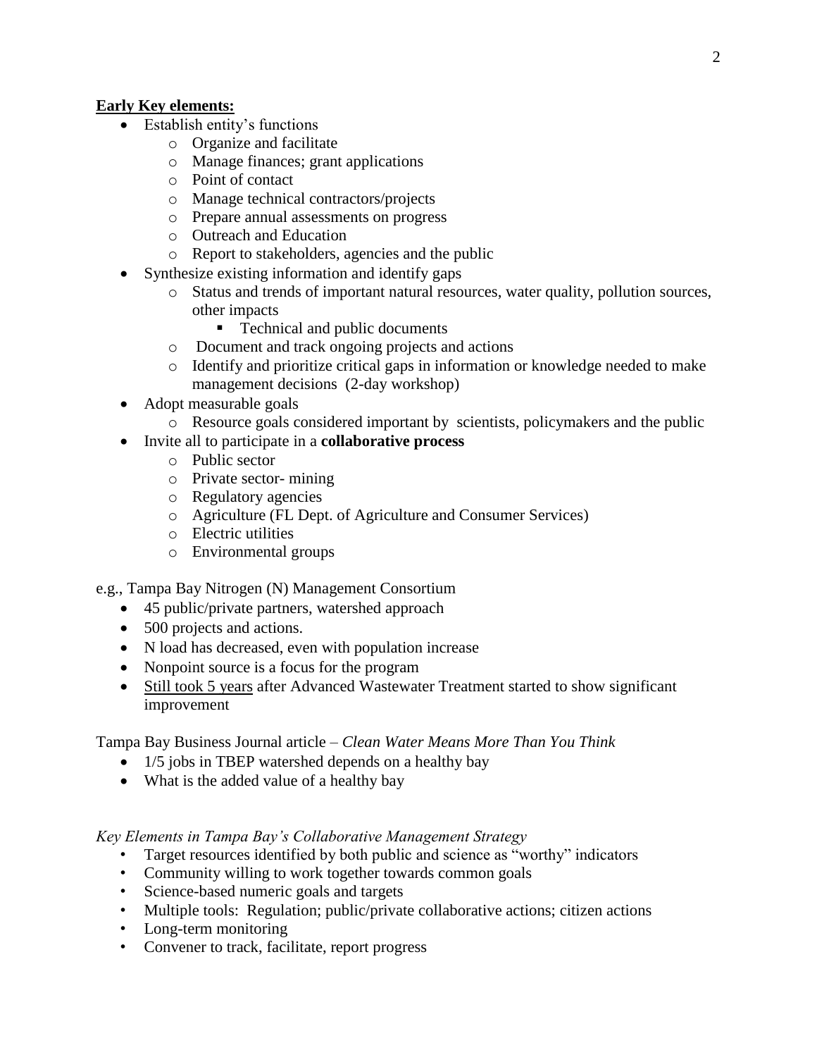**<u>Early Key elements:</u>**

- Establish entity's functions
  - Organize and facilitate
  - Manage finances; grant applications
  - Point of contact
  - Manage technical contractors/projects
  - Prepare annual assessments on progress
  - Outreach and Education
  - Report to stakeholders, agencies and the public
- Synthesize existing information and identify gaps
  - Status and trends of important natural resources, water quality, pollution sources, other impacts
    - Technical and public documents
  - Document and track ongoing projects and actions
  - Identify and prioritize critical gaps in information or knowledge needed to make management decisions (2-day workshop)
- Adopt measurable goals
  - Resource goals considered important by scientists, policymakers and the public
- Invite all to participate in a **collaborative process**
  - Public sector
  - Private sector- mining
  - Regulatory agencies
  - Agriculture (FL Dept. of Agriculture and Consumer Services)
  - Electric utilities
  - Environmental groups

e.g., Tampa Bay Nitrogen (N) Management Consortium

- 45 public/private partners, watershed approach
- 500 projects and actions.
- N load has decreased, even with population increase
- Nonpoint source is a focus for the program
- <u>Still took 5 years</u> after Advanced Wastewater Treatment started to show significant improvement

Tampa Bay Business Journal article – *Clean Water Means More Than You Think*

- 1/5 jobs in TBEP watershed depends on a healthy bay
- What is the added value of a healthy bay

*Key Elements in Tampa Bay's Collaborative Management Strategy*

- Target resources identified by both public and science as "worthy" indicators
- Community willing to work together towards common goals
- Science-based numeric goals and targets
- Multiple tools: Regulation; public/private collaborative actions; citizen actions
- Long-term monitoring
- Convener to track, facilitate, report progress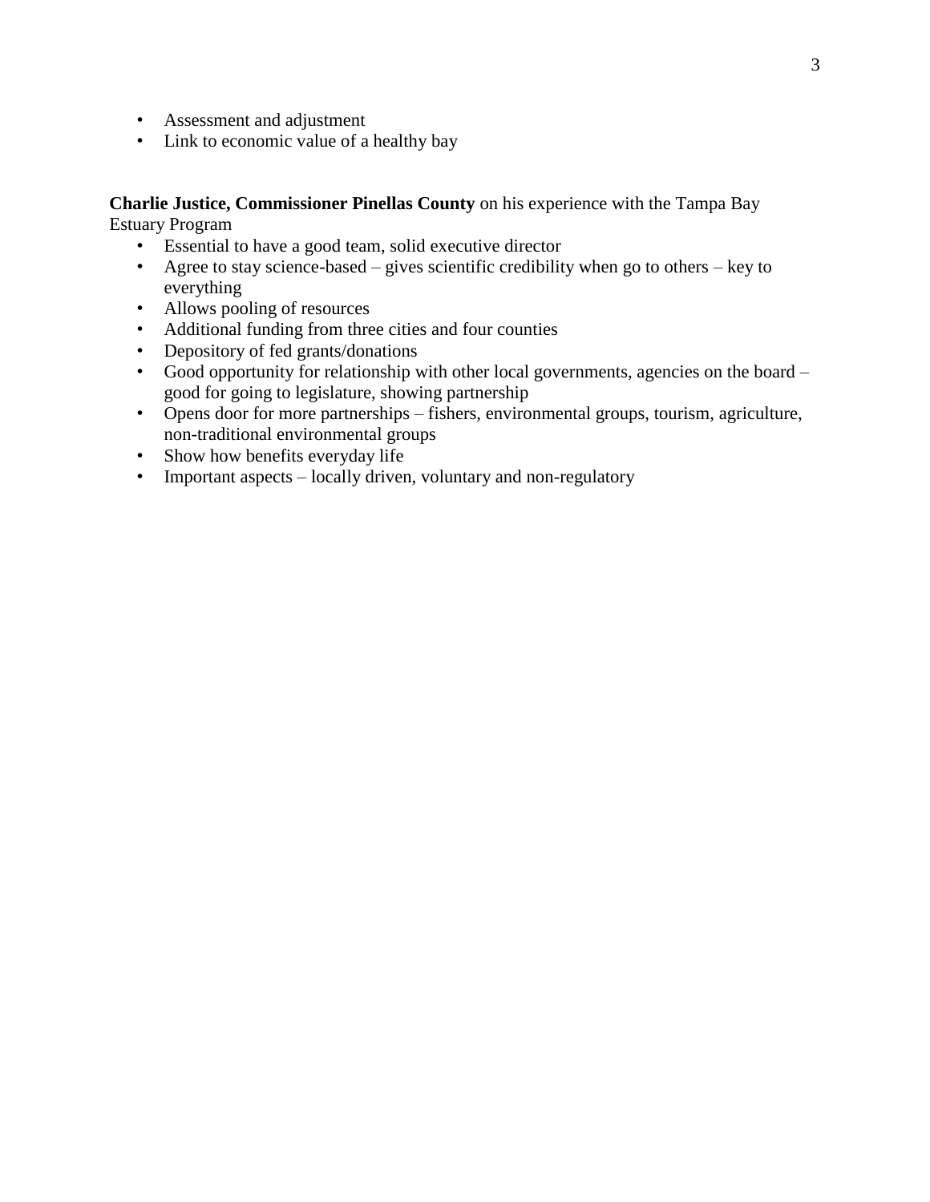- Assessment and adjustment
- Link to economic value of a healthy bay

**Charlie Justice, Commissioner Pinellas County** on his experience with the Tampa Bay Estuary Program

- Essential to have a good team, solid executive director
- Agree to stay science-based – gives scientific credibility when go to others – key to everything
- Allows pooling of resources
- Additional funding from three cities and four counties
- Depository of fed grants/donations
- Good opportunity for relationship with other local governments, agencies on the board – good for going to legislature, showing partnership
- Opens door for more partnerships – fishers, environmental groups, tourism, agriculture, non-traditional environmental groups
- Show how benefits everyday life
- Important aspects – locally driven, voluntary and non-regulatory